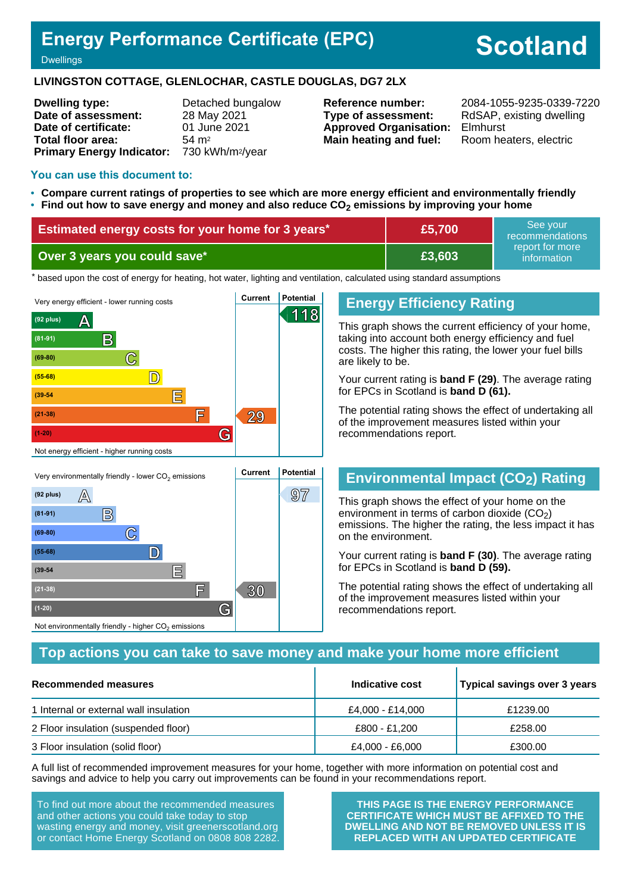# Energy Performance Certificate (EPC)

Dwellings

# Scotland

**LIVINGSTON COTTAGE, GLENLOCHAR, CASTLE DOUGLAS, DG7 2LX**

| | | | |
|---|---|---|---|
| **Dwelling type:** | Detached bungalow | **Reference number:** | 2084-1055-9235-0339-7220 |
| **Date of assessment:** | 28 May 2021 | **Type of assessment:** | RdSAP, existing dwelling |
| **Date of certificate:** | 01 June 2021 | **Approved Organisation:** | Elmhurst |
| **Total floor area:** | 54 m² | **Main heating and fuel:** | Room heaters, electric |
| **Primary Energy Indicator:** | 730 kWh/m²/year | | |

## You can use this document to:

- **Compare current ratings of properties to see which are more energy efficient and environmentally friendly**
- **Find out how to save energy and money and also reduce $CO_2$ emissions by improving your home**

| | | |
|---|---|---|
| **Estimated energy costs for your home for 3 years*** | **£5,700** | See your recommendations report for more information |
| **Over 3 years you could save*** | **£3,603** | |

\* based upon the cost of energy for heating, hot water, lighting and ventilation, calculated using standard assumptions

Very energy efficient - lower running costs

| Band | Current | Potential |
|---|---|---|
| (92 plus) A | | 118 |
| (81-91) B | | |
| (69-80) C | | |
| (55-68) D | | |
| (39-54) E | | |
| (21-38) F | 29 | |
| (1-20) G | | |

Not energy efficient - higher running costs

## Energy Efficiency Rating

This graph shows the current efficiency of your home, taking into account both energy efficiency and fuel costs. The higher this rating, the lower your fuel bills are likely to be.

Your current rating is **band F (29)**. The average rating for EPCs in Scotland is **band D (61).**

The potential rating shows the effect of undertaking all of the improvement measures listed within your recommendations report.

Very environmentally friendly - lower $CO_2$ emissions

| Band | Current | Potential |
|---|---|---|
| (92 plus) A | | 97 |
| (81-91) B | | |
| (69-80) C | | |
| (55-68) D | | |
| (39-54) E | | |
| (21-38) F | 30 | |
| (1-20) G | | |

Not environmentally friendly - higher $CO_2$ emissions

## Environmental Impact ($CO_2$) Rating

This graph shows the effect of your home on the environment in terms of carbon dioxide ($CO_2$) emissions. The higher the rating, the less impact it has on the environment.

Your current rating is **band F (30)**. The average rating for EPCs in Scotland is **band D (59).**

The potential rating shows the effect of undertaking all of the improvement measures listed within your recommendations report.

## Top actions you can take to save money and make your home more efficient

| Recommended measures | Indicative cost | Typical savings over 3 years |
|---|---|---|
| 1 Internal or external wall insulation | £4,000 - £14,000 | £1239.00 |
| 2 Floor insulation (suspended floor) | £800 - £1,200 | £258.00 |
| 3 Floor insulation (solid floor) | £4,000 - £6,000 | £300.00 |

A full list of recommended improvement measures for your home, together with more information on potential cost and savings and advice to help you carry out improvements can be found in your recommendations report.

To find out more about the recommended measures and other actions you could take today to stop wasting energy and money, visit greenerscotland.org or contact Home Energy Scotland on 0808 808 2282.

**THIS PAGE IS THE ENERGY PERFORMANCE CERTIFICATE WHICH MUST BE AFFIXED TO THE DWELLING AND NOT BE REMOVED UNLESS IT IS REPLACED WITH AN UPDATED CERTIFICATE**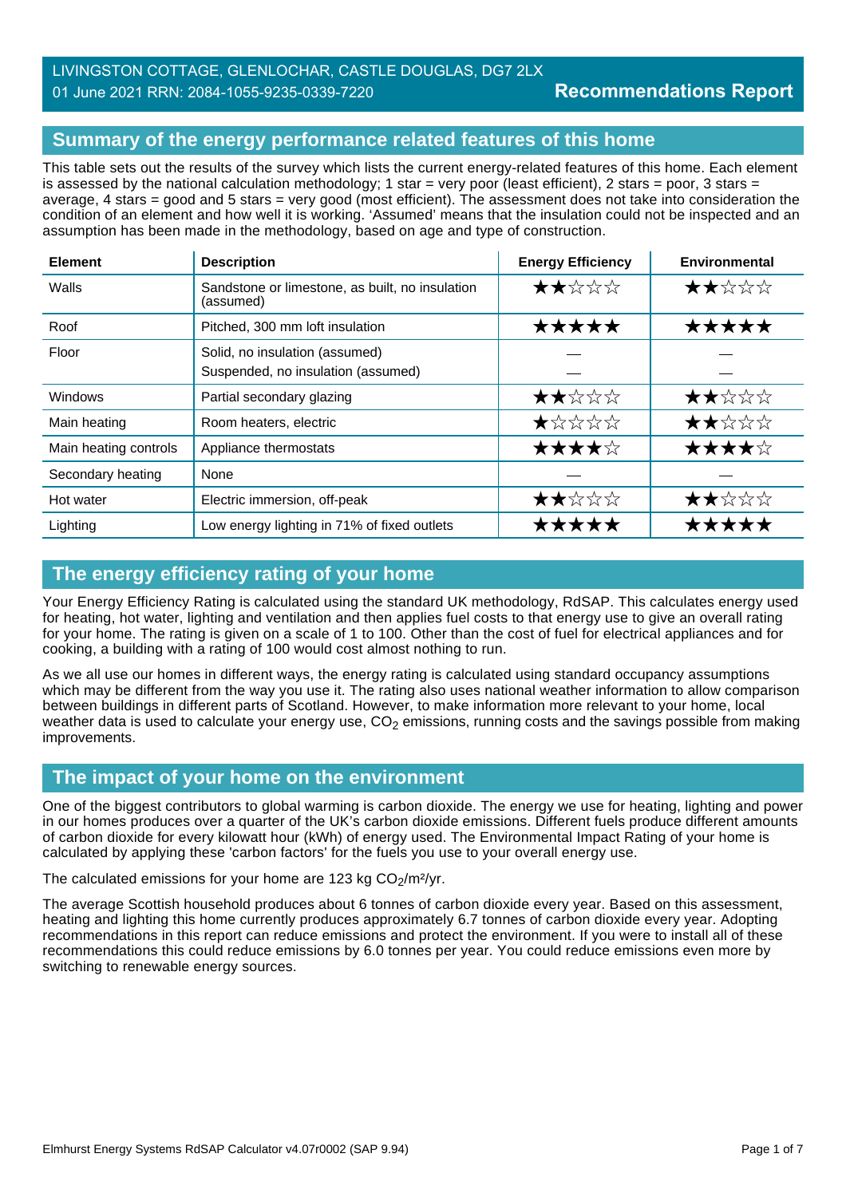LIVINGSTON COTTAGE, GLENLOCHAR, CASTLE DOUGLAS, DG7 2LX
01 June 2021 RRN: 2084-1055-9235-0339-7220

**Recommendations Report**

## Summary of the energy performance related features of this home

This table sets out the results of the survey which lists the current energy-related features of this home. Each element is assessed by the national calculation methodology; 1 star = very poor (least efficient), 2 stars = poor, 3 stars = average, 4 stars = good and 5 stars = very good (most efficient). The assessment does not take into consideration the condition of an element and how well it is working. 'Assumed' means that the insulation could not be inspected and an assumption has been made in the methodology, based on age and type of construction.

| Element | Description | Energy Efficiency | Environmental |
|---|---|---|---|
| Walls | Sandstone or limestone, as built, no insulation (assumed) | ★★☆☆☆ | ★★☆☆☆ |
| Roof | Pitched, 300 mm loft insulation | ★★★★★ | ★★★★★ |
| Floor | Solid, no insulation (assumed)<br>Suspended, no insulation (assumed) | —<br>— | —<br>— |
| Windows | Partial secondary glazing | ★★☆☆☆ | ★★☆☆☆ |
| Main heating | Room heaters, electric | ★☆☆☆☆ | ★★☆☆☆ |
| Main heating controls | Appliance thermostats | ★★★★☆ | ★★★★☆ |
| Secondary heating | None | — | — |
| Hot water | Electric immersion, off-peak | ★★☆☆☆ | ★★☆☆☆ |
| Lighting | Low energy lighting in 71% of fixed outlets | ★★★★★ | ★★★★★ |

## The energy efficiency rating of your home

Your Energy Efficiency Rating is calculated using the standard UK methodology, RdSAP. This calculates energy used for heating, hot water, lighting and ventilation and then applies fuel costs to that energy use to give an overall rating for your home. The rating is given on a scale of 1 to 100. Other than the cost of fuel for electrical appliances and for cooking, a building with a rating of 100 would cost almost nothing to run.

As we all use our homes in different ways, the energy rating is calculated using standard occupancy assumptions which may be different from the way you use it. The rating also uses national weather information to allow comparison between buildings in different parts of Scotland. However, to make information more relevant to your home, local weather data is used to calculate your energy use, $CO_2$ emissions, running costs and the savings possible from making improvements.

## The impact of your home on the environment

One of the biggest contributors to global warming is carbon dioxide. The energy we use for heating, lighting and power in our homes produces over a quarter of the UK's carbon dioxide emissions. Different fuels produce different amounts of carbon dioxide for every kilowatt hour (kWh) of energy used. The Environmental Impact Rating of your home is calculated by applying these 'carbon factors' for the fuels you use to your overall energy use.

The calculated emissions for your home are 123 kg $CO_2$/m²/yr.

The average Scottish household produces about 6 tonnes of carbon dioxide every year. Based on this assessment, heating and lighting this home currently produces approximately 6.7 tonnes of carbon dioxide every year. Adopting recommendations in this report can reduce emissions and protect the environment. If you were to install all of these recommendations this could reduce emissions by 6.0 tonnes per year. You could reduce emissions even more by switching to renewable energy sources.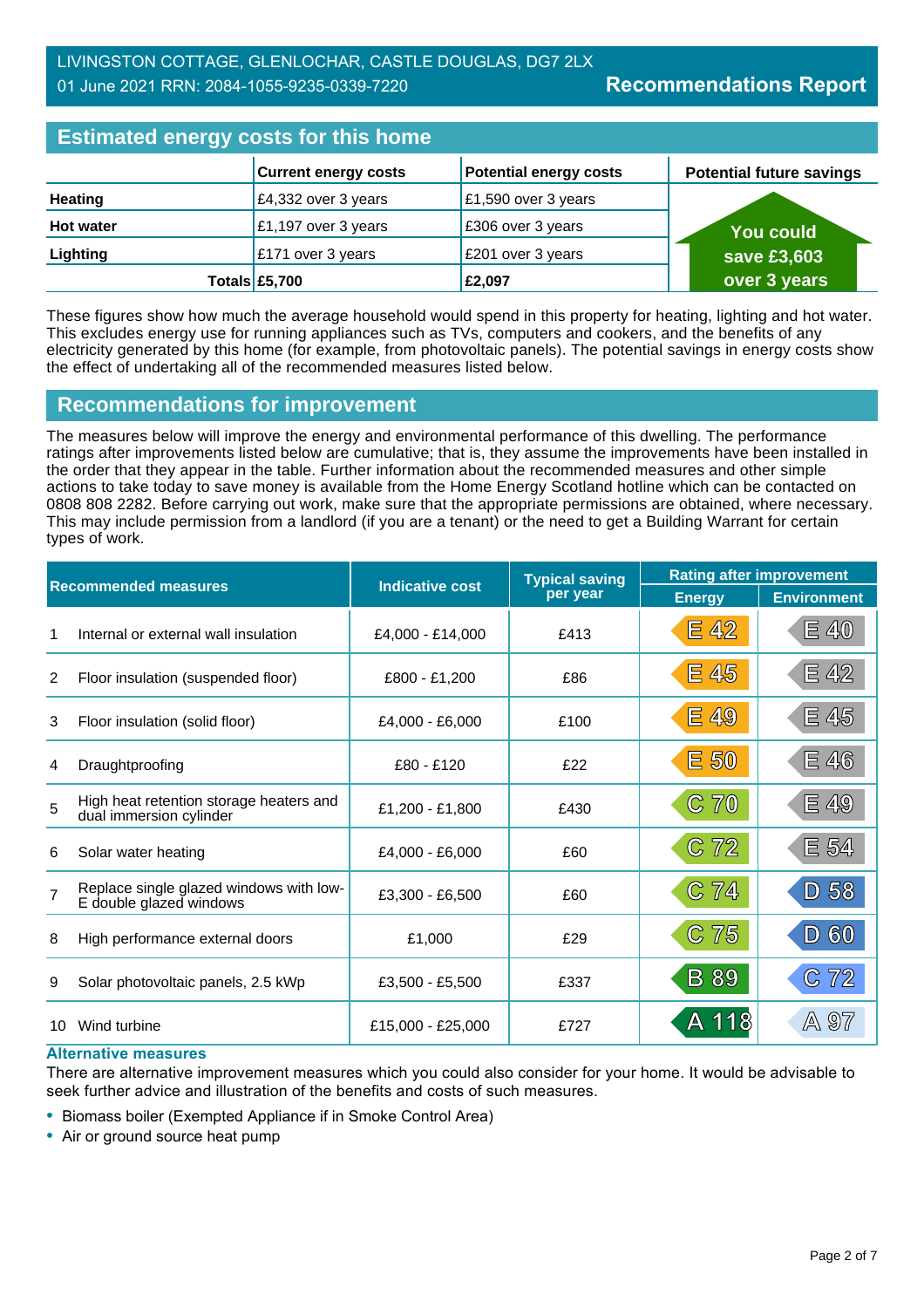LIVINGSTON COTTAGE, GLENLOCHAR, CASTLE DOUGLAS, DG7 2LX
01 June 2021 RRN: 2084-1055-9235-0339-7220

**Recommendations Report**

## Estimated energy costs for this home

| | Current energy costs | Potential energy costs | Potential future savings |
|---|---|---|---|
| **Heating** | £4,332 over 3 years | £1,590 over 3 years | You could save £3,603 over 3 years |
| **Hot water** | £1,197 over 3 years | £306 over 3 years | |
| **Lighting** | £171 over 3 years | £201 over 3 years | |
| **Totals** | **£5,700** | **£2,097** | |

These figures show how much the average household would spend in this property for heating, lighting and hot water. This excludes energy use for running appliances such as TVs, computers and cookers, and the benefits of any electricity generated by this home (for example, from photovoltaic panels). The potential savings in energy costs show the effect of undertaking all of the recommended measures listed below.

## Recommendations for improvement

The measures below will improve the energy and environmental performance of this dwelling. The performance ratings after improvements listed below are cumulative; that is, they assume the improvements have been installed in the order that they appear in the table. Further information about the recommended measures and other simple actions to take today to save money is available from the Home Energy Scotland hotline which can be contacted on 0808 808 2282. Before carrying out work, make sure that the appropriate permissions are obtained, where necessary. This may include permission from a landlord (if you are a tenant) or the need to get a Building Warrant for certain types of work.

| | Recommended measures | Indicative cost | Typical saving per year | Rating after improvement | |
|---|---|---|---|---|---|
| | | | | Energy | Environment |
| 1 | Internal or external wall insulation | £4,000 - £14,000 | £413 | E 42 | E 40 |
| 2 | Floor insulation (suspended floor) | £800 - £1,200 | £86 | E 45 | E 42 |
| 3 | Floor insulation (solid floor) | £4,000 - £6,000 | £100 | E 49 | E 45 |
| 4 | Draughtproofing | £80 - £120 | £22 | E 50 | E 46 |
| 5 | High heat retention storage heaters and dual immersion cylinder | £1,200 - £1,800 | £430 | C 70 | E 49 |
| 6 | Solar water heating | £4,000 - £6,000 | £60 | C 72 | E 54 |
| 7 | Replace single glazed windows with low-E double glazed windows | £3,300 - £6,500 | £60 | C 74 | D 58 |
| 8 | High performance external doors | £1,000 | £29 | C 75 | D 60 |
| 9 | Solar photovoltaic panels, 2.5 kWp | £3,500 - £5,500 | £337 | B 89 | C 72 |
| 10 | Wind turbine | £15,000 - £25,000 | £727 | A 118 | A 97 |

### Alternative measures

There are alternative improvement measures which you could also consider for your home. It would be advisable to seek further advice and illustration of the benefits and costs of such measures.

- Biomass boiler (Exempted Appliance if in Smoke Control Area)
- Air or ground source heat pump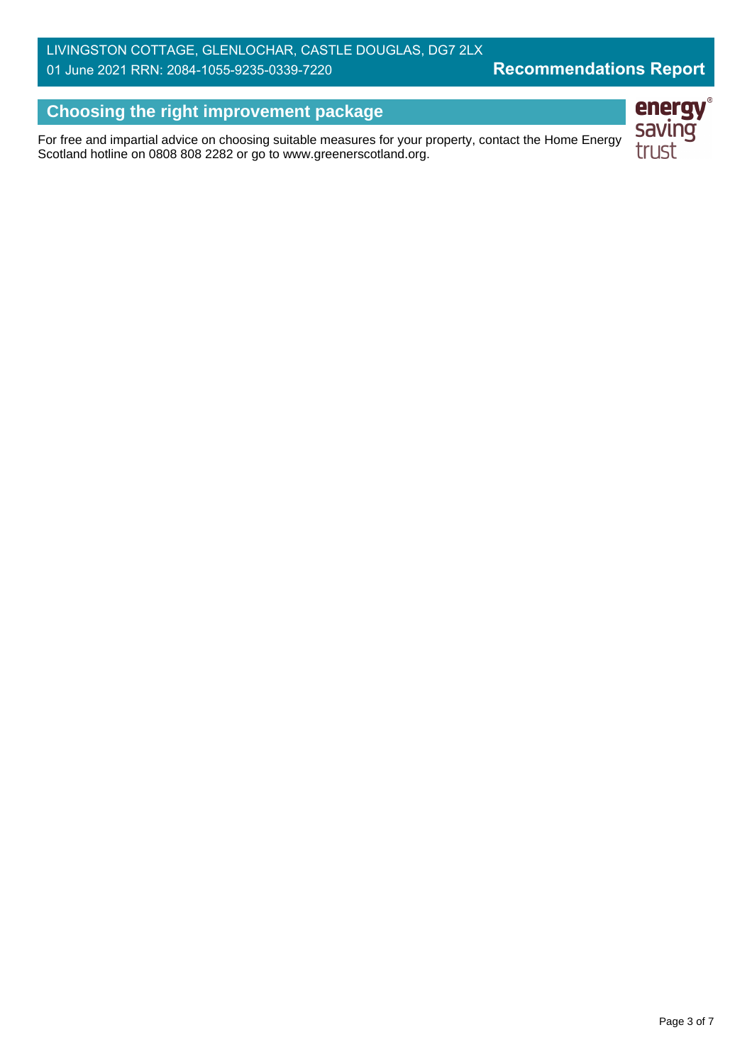## Choosing the right improvement package

For free and impartial advice on choosing suitable measures for your property, contact the Home Energy Scotland hotline on 0808 808 2282 or go to www.greenerscotland.org.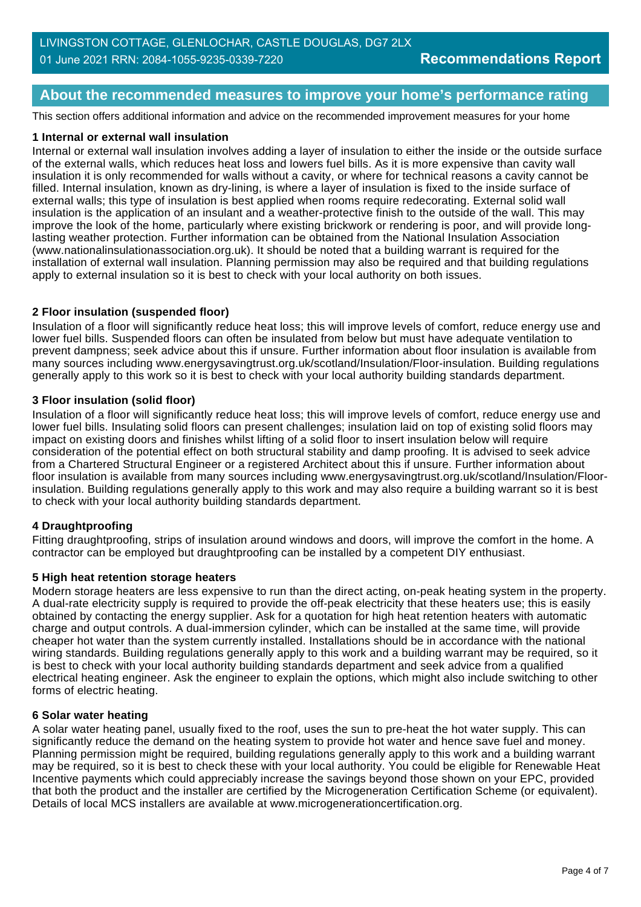## About the recommended measures to improve your home's performance rating

This section offers additional information and advice on the recommended improvement measures for your home

### 1 Internal or external wall insulation

Internal or external wall insulation involves adding a layer of insulation to either the inside or the outside surface of the external walls, which reduces heat loss and lowers fuel bills. As it is more expensive than cavity wall insulation it is only recommended for walls without a cavity, or where for technical reasons a cavity cannot be filled. Internal insulation, known as dry-lining, is where a layer of insulation is fixed to the inside surface of external walls; this type of insulation is best applied when rooms require redecorating. External solid wall insulation is the application of an insulant and a weather-protective finish to the outside of the wall. This may improve the look of the home, particularly where existing brickwork or rendering is poor, and will provide long-lasting weather protection. Further information can be obtained from the National Insulation Association (www.nationalinsulationassociation.org.uk). It should be noted that a building warrant is required for the installation of external wall insulation. Planning permission may also be required and that building regulations apply to external insulation so it is best to check with your local authority on both issues.

### 2 Floor insulation (suspended floor)

Insulation of a floor will significantly reduce heat loss; this will improve levels of comfort, reduce energy use and lower fuel bills. Suspended floors can often be insulated from below but must have adequate ventilation to prevent dampness; seek advice about this if unsure. Further information about floor insulation is available from many sources including www.energysavingtrust.org.uk/scotland/Insulation/Floor-insulation. Building regulations generally apply to this work so it is best to check with your local authority building standards department.

### 3 Floor insulation (solid floor)

Insulation of a floor will significantly reduce heat loss; this will improve levels of comfort, reduce energy use and lower fuel bills. Insulating solid floors can present challenges; insulation laid on top of existing solid floors may impact on existing doors and finishes whilst lifting of a solid floor to insert insulation below will require consideration of the potential effect on both structural stability and damp proofing. It is advised to seek advice from a Chartered Structural Engineer or a registered Architect about this if unsure. Further information about floor insulation is available from many sources including www.energysavingtrust.org.uk/scotland/Insulation/Floor-insulation. Building regulations generally apply to this work and may also require a building warrant so it is best to check with your local authority building standards department.

### 4 Draughtproofing

Fitting draughtproofing, strips of insulation around windows and doors, will improve the comfort in the home. A contractor can be employed but draughtproofing can be installed by a competent DIY enthusiast.

### 5 High heat retention storage heaters

Modern storage heaters are less expensive to run than the direct acting, on-peak heating system in the property. A dual-rate electricity supply is required to provide the off-peak electricity that these heaters use; this is easily obtained by contacting the energy supplier. Ask for a quotation for high heat retention heaters with automatic charge and output controls. A dual-immersion cylinder, which can be installed at the same time, will provide cheaper hot water than the system currently installed. Installations should be in accordance with the national wiring standards. Building regulations generally apply to this work and a building warrant may be required, so it is best to check with your local authority building standards department and seek advice from a qualified electrical heating engineer. Ask the engineer to explain the options, which might also include switching to other forms of electric heating.

### 6 Solar water heating

A solar water heating panel, usually fixed to the roof, uses the sun to pre-heat the hot water supply. This can significantly reduce the demand on the heating system to provide hot water and hence save fuel and money. Planning permission might be required, building regulations generally apply to this work and a building warrant may be required, so it is best to check these with your local authority. You could be eligible for Renewable Heat Incentive payments which could appreciably increase the savings beyond those shown on your EPC, provided that both the product and the installer are certified by the Microgeneration Certification Scheme (or equivalent). Details of local MCS installers are available at www.microgenerationcertification.org.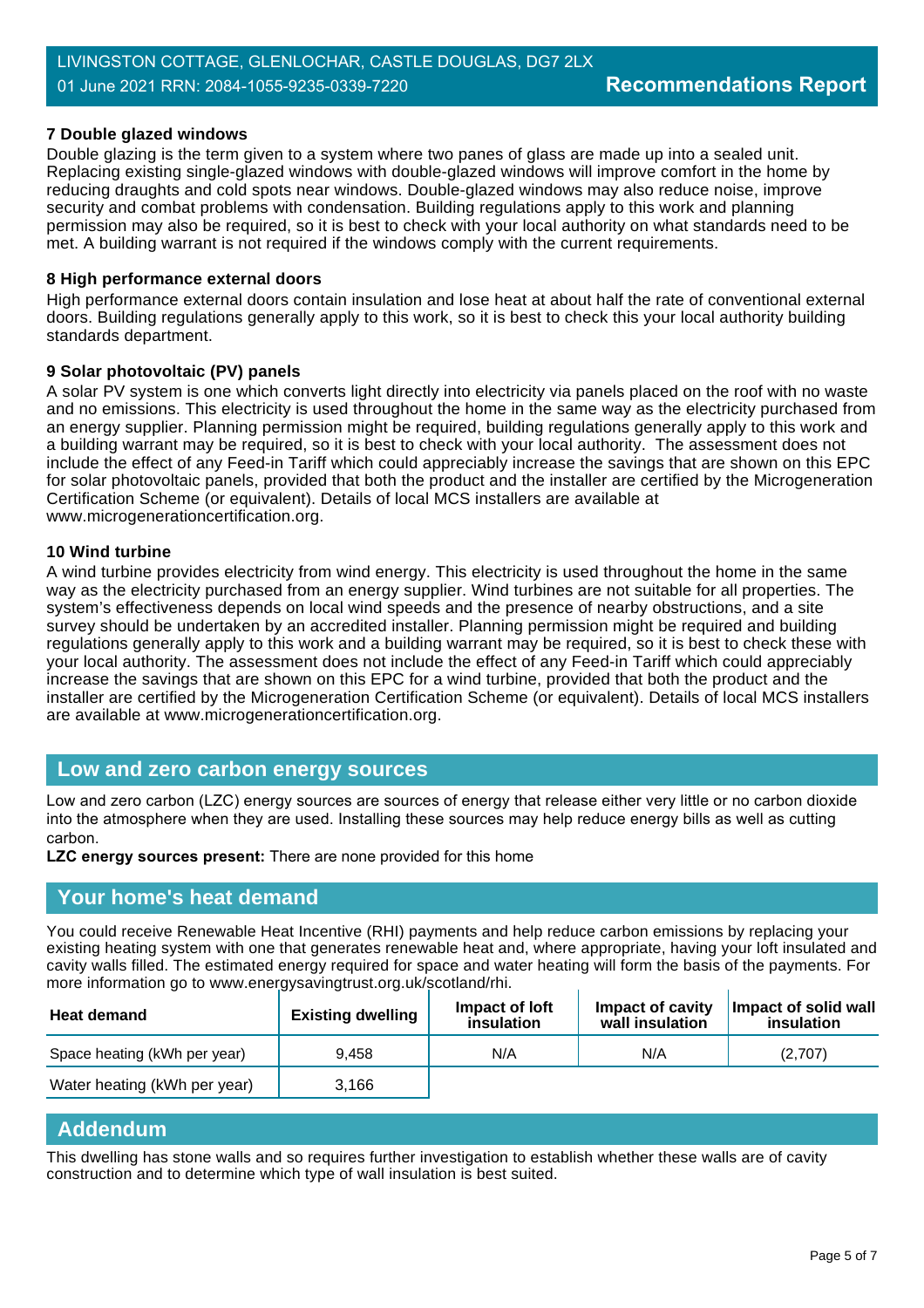### 7 Double glazed windows

Double glazing is the term given to a system where two panes of glass are made up into a sealed unit. Replacing existing single-glazed windows with double-glazed windows will improve comfort in the home by reducing draughts and cold spots near windows. Double-glazed windows may also reduce noise, improve security and combat problems with condensation. Building regulations apply to this work and planning permission may also be required, so it is best to check with your local authority on what standards need to be met. A building warrant is not required if the windows comply with the current requirements.

### 8 High performance external doors

High performance external doors contain insulation and lose heat at about half the rate of conventional external doors. Building regulations generally apply to this work, so it is best to check this your local authority building standards department.

### 9 Solar photovoltaic (PV) panels

A solar PV system is one which converts light directly into electricity via panels placed on the roof with no waste and no emissions. This electricity is used throughout the home in the same way as the electricity purchased from an energy supplier. Planning permission might be required, building regulations generally apply to this work and a building warrant may be required, so it is best to check with your local authority. The assessment does not include the effect of any Feed-in Tariff which could appreciably increase the savings that are shown on this EPC for solar photovoltaic panels, provided that both the product and the installer are certified by the Microgeneration Certification Scheme (or equivalent). Details of local MCS installers are available at www.microgenerationcertification.org.

### 10 Wind turbine

A wind turbine provides electricity from wind energy. This electricity is used throughout the home in the same way as the electricity purchased from an energy supplier. Wind turbines are not suitable for all properties. The system's effectiveness depends on local wind speeds and the presence of nearby obstructions, and a site survey should be undertaken by an accredited installer. Planning permission might be required and building regulations generally apply to this work and a building warrant may be required, so it is best to check these with your local authority. The assessment does not include the effect of any Feed-in Tariff which could appreciably increase the savings that are shown on this EPC for a wind turbine, provided that both the product and the installer are certified by the Microgeneration Certification Scheme (or equivalent). Details of local MCS installers are available at www.microgenerationcertification.org.

## Low and zero carbon energy sources

Low and zero carbon (LZC) energy sources are sources of energy that release either very little or no carbon dioxide into the atmosphere when they are used. Installing these sources may help reduce energy bills as well as cutting carbon.

**LZC energy sources present:** There are none provided for this home

## Your home's heat demand

You could receive Renewable Heat Incentive (RHI) payments and help reduce carbon emissions by replacing your existing heating system with one that generates renewable heat and, where appropriate, having your loft insulated and cavity walls filled. The estimated energy required for space and water heating will form the basis of the payments. For more information go to www.energysavingtrust.org.uk/scotland/rhi.

| Heat demand | Existing dwelling | Impact of loft insulation | Impact of cavity wall insulation | Impact of solid wall insulation |
|---|---|---|---|---|
| Space heating (kWh per year) | 9,458 | N/A | N/A | (2,707) |
| Water heating (kWh per year) | 3,166 | | | |

## Addendum

This dwelling has stone walls and so requires further investigation to establish whether these walls are of cavity construction and to determine which type of wall insulation is best suited.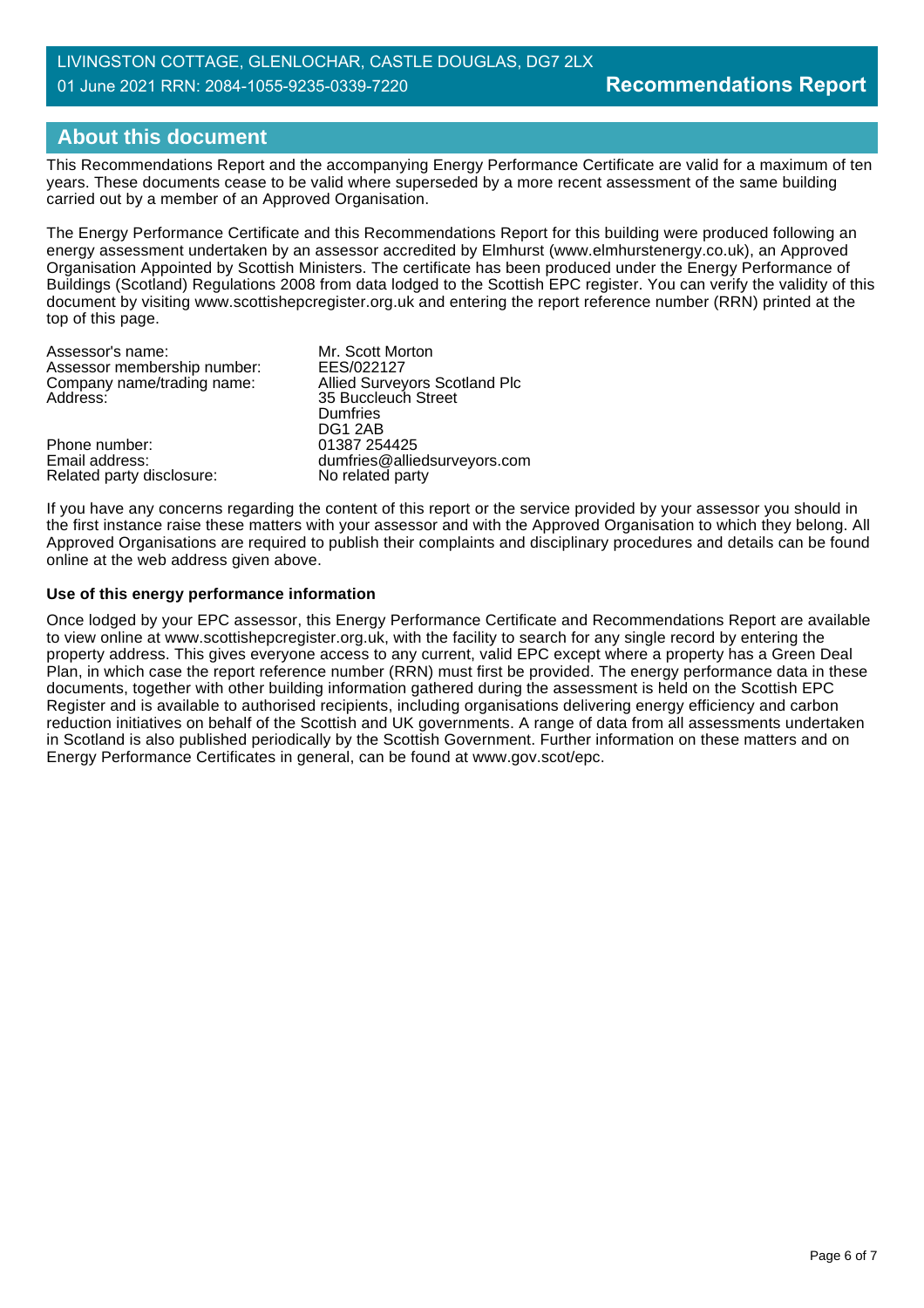## About this document

This Recommendations Report and the accompanying Energy Performance Certificate are valid for a maximum of ten years. These documents cease to be valid where superseded by a more recent assessment of the same building carried out by a member of an Approved Organisation.

The Energy Performance Certificate and this Recommendations Report for this building were produced following an energy assessment undertaken by an assessor accredited by Elmhurst (www.elmhurstenergy.co.uk), an Approved Organisation Appointed by Scottish Ministers. The certificate has been produced under the Energy Performance of Buildings (Scotland) Regulations 2008 from data lodged to the Scottish EPC register. You can verify the validity of this document by visiting www.scottishepcregister.org.uk and entering the report reference number (RRN) printed at the top of this page.

| | |
|---|---|
| Assessor's name: | Mr. Scott Morton |
| Assessor membership number: | EES/022127 |
| Company name/trading name: | Allied Surveyors Scotland Plc |
| Address: | 35 Buccleuch Street<br>Dumfries<br>DG1 2AB |
| Phone number: | 01387 254425 |
| Email address: | dumfries@alliedsurveyors.com |
| Related party disclosure: | No related party |

If you have any concerns regarding the content of this report or the service provided by your assessor you should in the first instance raise these matters with your assessor and with the Approved Organisation to which they belong. All Approved Organisations are required to publish their complaints and disciplinary procedures and details can be found online at the web address given above.

**Use of this energy performance information**

Once lodged by your EPC assessor, this Energy Performance Certificate and Recommendations Report are available to view online at www.scottishepcregister.org.uk, with the facility to search for any single record by entering the property address. This gives everyone access to any current, valid EPC except where a property has a Green Deal Plan, in which case the report reference number (RRN) must first be provided. The energy performance data in these documents, together with other building information gathered during the assessment is held on the Scottish EPC Register and is available to authorised recipients, including organisations delivering energy efficiency and carbon reduction initiatives on behalf of the Scottish and UK governments. A range of data from all assessments undertaken in Scotland is also published periodically by the Scottish Government. Further information on these matters and on Energy Performance Certificates in general, can be found at www.gov.scot/epc.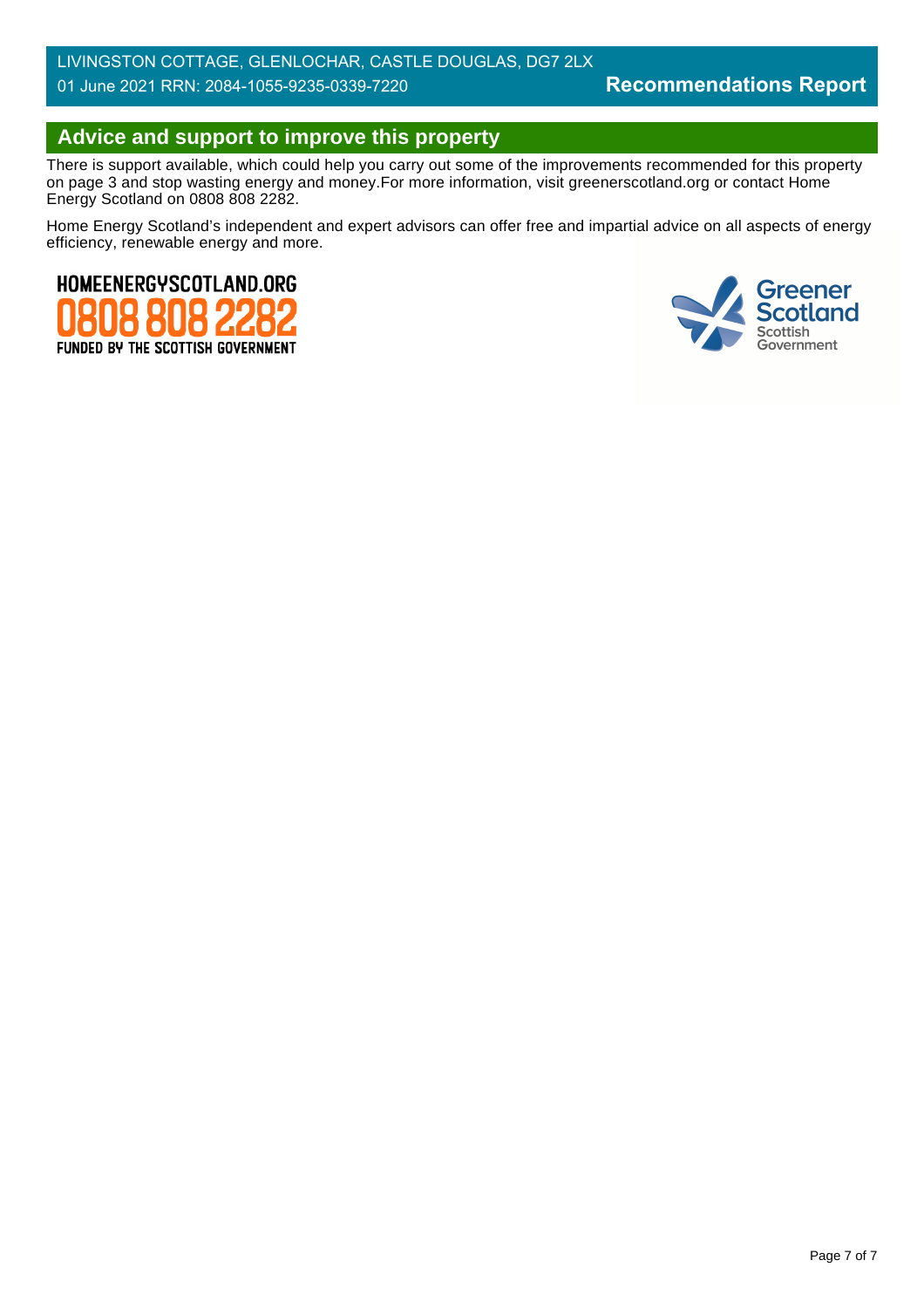## Advice and support to improve this property

There is support available, which could help you carry out some of the improvements recommended for this property on page 3 and stop wasting energy and money.For more information, visit greenerscotland.org or contact Home Energy Scotland on 0808 808 2282.

Home Energy Scotland's independent and expert advisors can offer free and impartial advice on all aspects of energy efficiency, renewable energy and more.

HOMEENERGYSCOTLAND.ORG
0808 808 2282
FUNDED BY THE SCOTTISH GOVERNMENT

Greener Scotland
Scottish Government